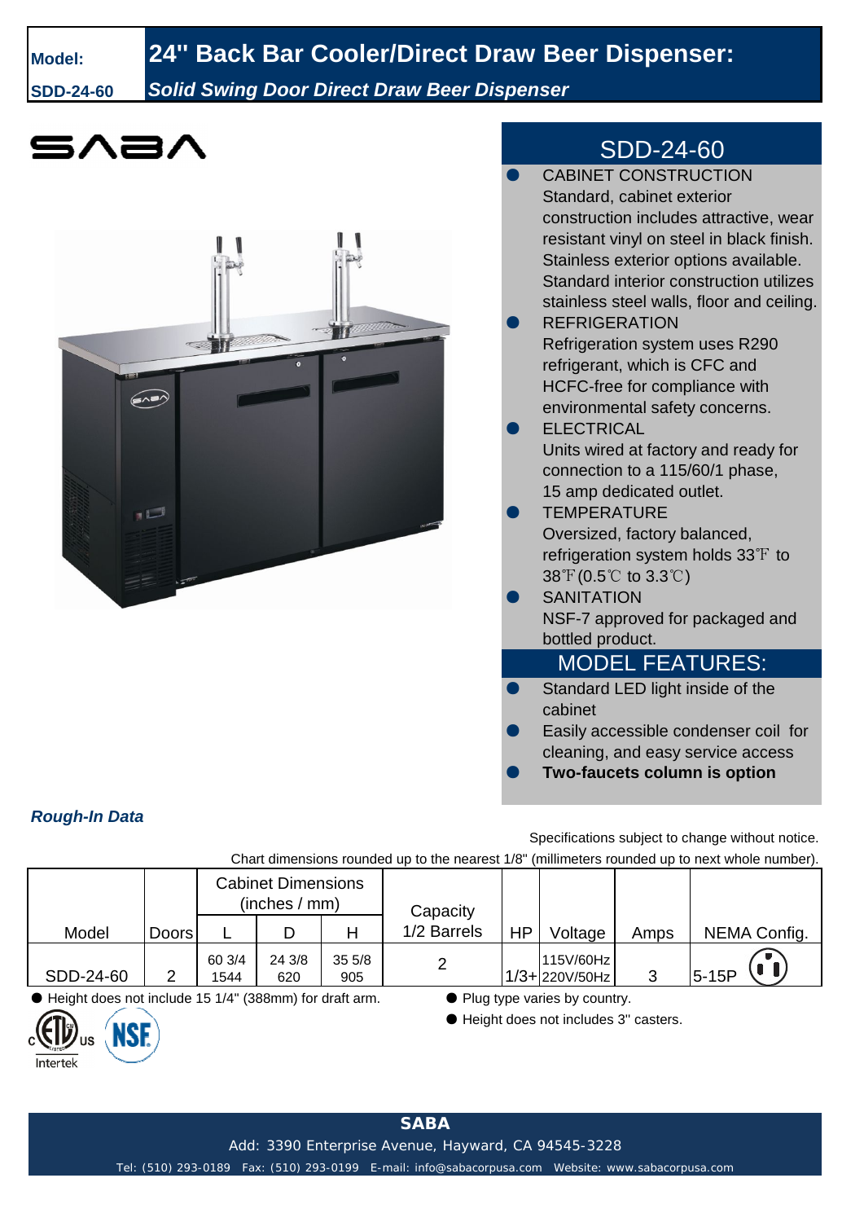**Model:** **SDD-24-60**

# 24'' Back Bar Cooler/Direct Draw Beer Dispenser:

***Solid Swing Door Direct Draw Beer Dispenser***

SABA

## SDD-24-60

- CABINET CONSTRUCTION
  Standard, cabinet exterior construction includes attractive, wear resistant vinyl on steel in black finish. Stainless exterior options available. Standard interior construction utilizes stainless steel walls, floor and ceiling.
- REFRIGERATION
  Refrigeration system uses R290 refrigerant, which is CFC and HCFC-free for compliance with environmental safety concerns.
- ELECTRICAL
  Units wired at factory and ready for connection to a 115/60/1 phase, 15 amp dedicated outlet.
- TEMPERATURE
  Oversized, factory balanced, refrigeration system holds 33℉ to 38℉(0.5℃ to 3.3℃)
- SANITATION
  NSF-7 approved for packaged and bottled product.

## MODEL FEATURES:

- Standard LED light inside of the cabinet
- Easily accessible condenser coil for cleaning, and easy service access
- **Two-faucets column is option**

***Rough-In Data***

Specifications subject to change without notice.

Chart dimensions rounded up to the nearest 1/8" (millimeters rounded up to next whole number).

| Model | Doors | Cabinet Dimensions (inches / mm) | | | Capacity 1/2 Barrels | HP | Voltage | Amps | NEMA Config. |
|---|---|---|---|---|---|---|---|---|---|
| | | L | D | H | | | | | |
| SDD-24-60 | 2 | 60 3/4 1544 | 24 3/8 620 | 35 5/8 905 | 2 | 1/3+ | 115V/60Hz 220V/50Hz | 3 | 5-15P |

● Height does not include 15 1/4" (388mm) for draft arm.

● Plug type varies by country.

● Height does not includes 3" casters.

Intertek

**SABA**

Add: 3390 Enterprise Avenue, Hayward, CA 94545-3228

Tel: (510) 293-0189 Fax: (510) 293-0199 E-mail: info@sabacorpusa.com Website: www.sabacorpusa.com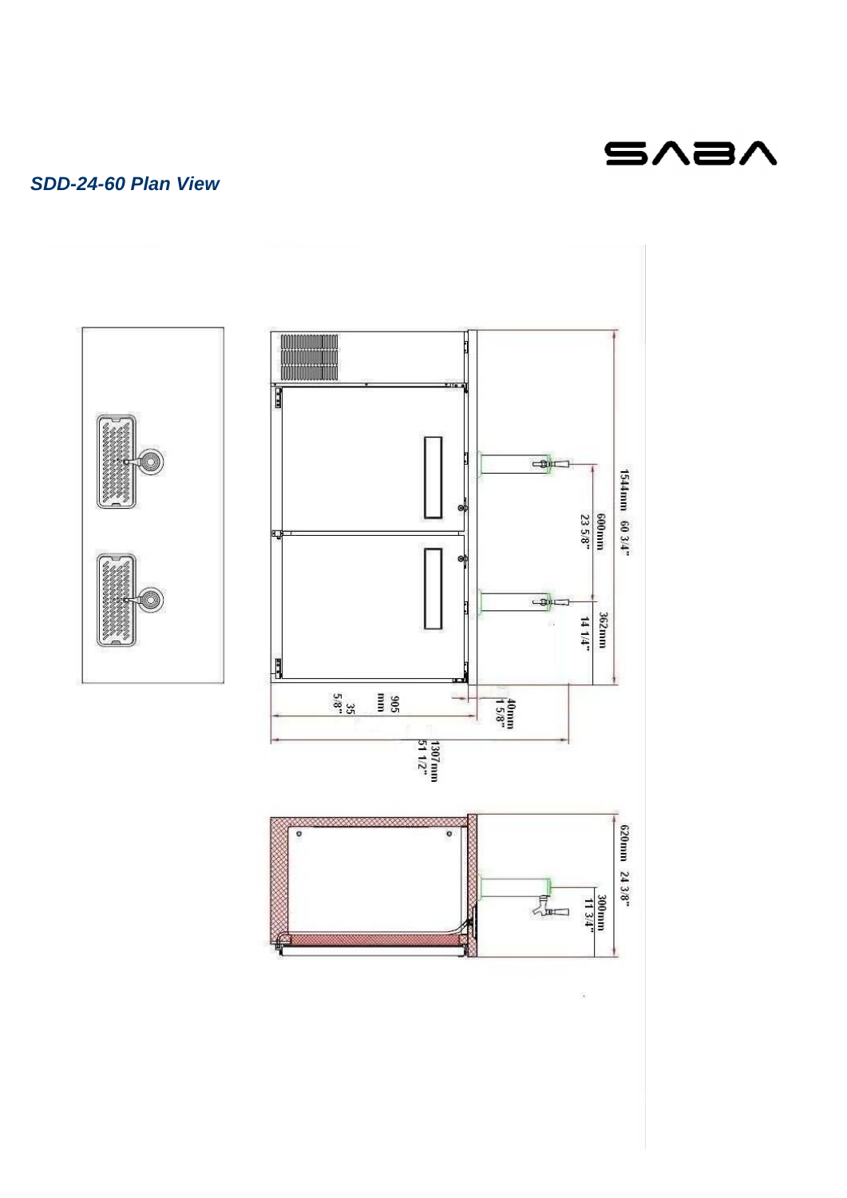## *SDD-24-60 Plan View*

1544mm 60 3/4"

600mm 23 5/8"

362mm 14 1/4"

905 mm 35 5/8"

40mm 1 5/8"

1307mm 51 1/2"

620mm 24 3/8"

300mm 11 3/4"